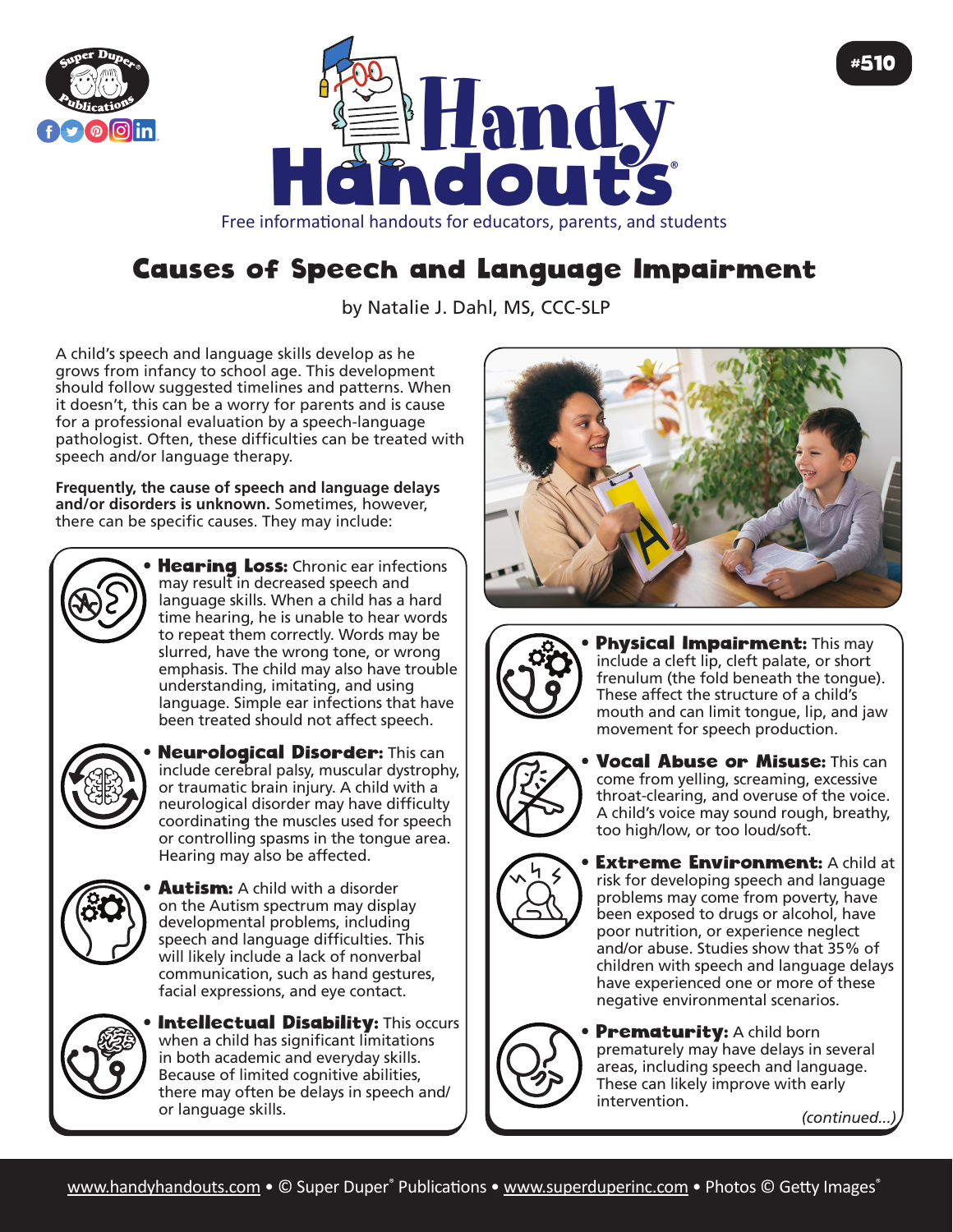# Handy Handouts®

Free informational handouts for educators, parents, and students

#510

## Causes of Speech and Language Impairment

by Natalie J. Dahl, MS, CCC-SLP

A child's speech and language skills develop as he grows from infancy to school age. This development should follow suggested timelines and patterns. When it doesn't, this can be a worry for parents and is cause for a professional evaluation by a speech-language pathologist. Often, these difficulties can be treated with speech and/or language therapy.

**Frequently, the cause of speech and language delays and/or disorders is unknown.** Sometimes, however, there can be specific causes. They may include:

- **Hearing Loss:** Chronic ear infections may result in decreased speech and language skills. When a child has a hard time hearing, he is unable to hear words to repeat them correctly. Words may be slurred, have the wrong tone, or wrong emphasis. The child may also have trouble understanding, imitating, and using language. Simple ear infections that have been treated should not affect speech.
- **Neurological Disorder:** This can include cerebral palsy, muscular dystrophy, or traumatic brain injury. A child with a neurological disorder may have difficulty coordinating the muscles used for speech or controlling spasms in the tongue area. Hearing may also be affected.
- **Autism:** A child with a disorder on the Autism spectrum may display developmental problems, including speech and language difficulties. This will likely include a lack of nonverbal communication, such as hand gestures, facial expressions, and eye contact.
- **Intellectual Disability:** This occurs when a child has significant limitations in both academic and everyday skills. Because of limited cognitive abilities, there may often be delays in speech and/or language skills.
- **Physical Impairment:** This may include a cleft lip, cleft palate, or short frenulum (the fold beneath the tongue). These affect the structure of a child's mouth and can limit tongue, lip, and jaw movement for speech production.
- **Vocal Abuse or Misuse:** This can come from yelling, screaming, excessive throat-clearing, and overuse of the voice. A child's voice may sound rough, breathy, too high/low, or too loud/soft.
- **Extreme Environment:** A child at risk for developing speech and language problems may come from poverty, have been exposed to drugs or alcohol, have poor nutrition, or experience neglect and/or abuse. Studies show that 35% of children with speech and language delays have experienced one or more of these negative environmental scenarios.
- **Prematurity:** A child born prematurely may have delays in several areas, including speech and language. These can likely improve with early intervention.

*(continued...)*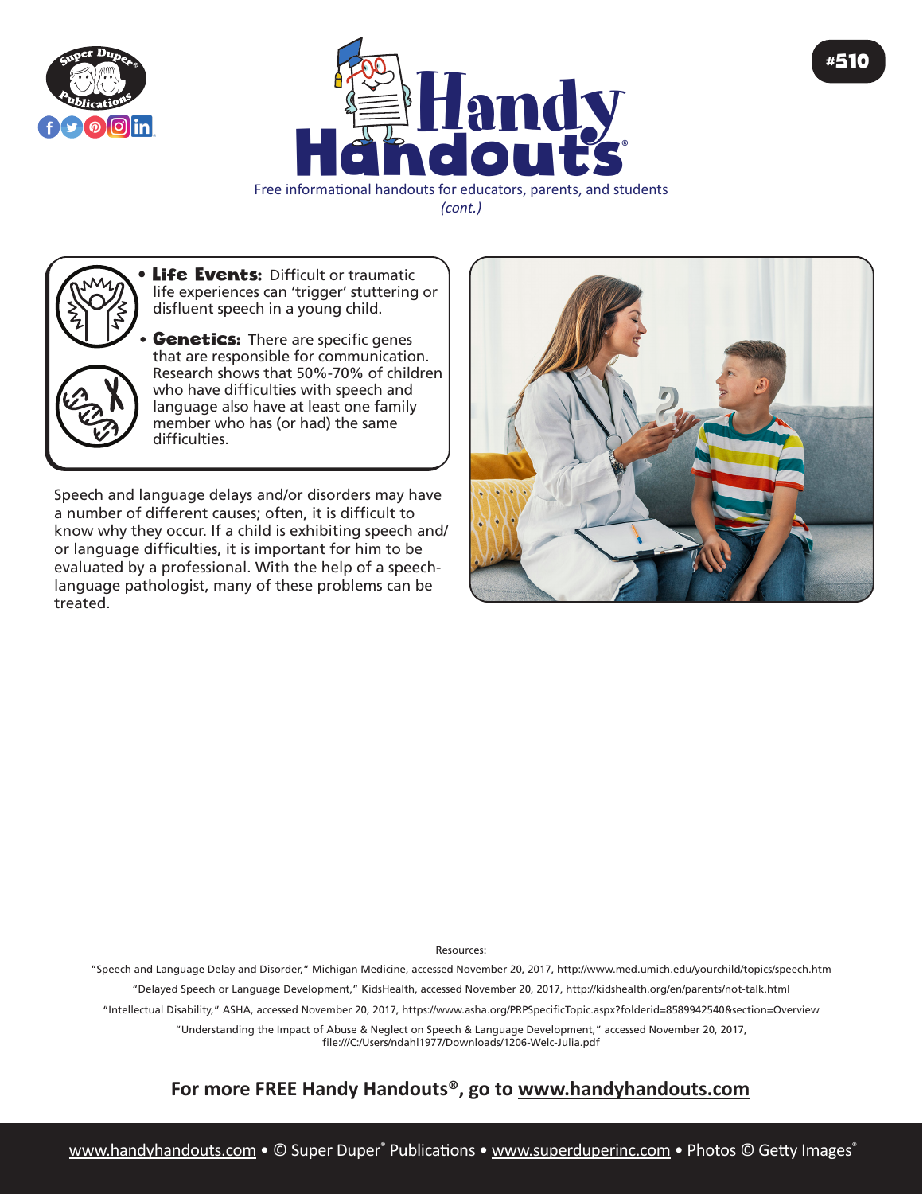*(cont.)*

- **Life Events:** Difficult or traumatic life experiences can 'trigger' stuttering or disfluent speech in a young child.
- **Genetics:** There are specific genes that are responsible for communication. Research shows that 50%-70% of children who have difficulties with speech and language also have at least one family member who has (or had) the same difficulties.

Speech and language delays and/or disorders may have a number of different causes; often, it is difficult to know why they occur. If a child is exhibiting speech and/or language difficulties, it is important for him to be evaluated by a professional. With the help of a speech-language pathologist, many of these problems can be treated.

Resources:

"Speech and Language Delay and Disorder," Michigan Medicine, accessed November 20, 2017, http://www.med.umich.edu/yourchild/topics/speech.htm

"Delayed Speech or Language Development," KidsHealth, accessed November 20, 2017, http://kidshealth.org/en/parents/not-talk.html

"Intellectual Disability," ASHA, accessed November 20, 2017, https://www.asha.org/PRPSpecificTopic.aspx?folderid=8589942540&section=Overview

"Understanding the Impact of Abuse & Neglect on Speech & Language Development," accessed November 20, 2017, file:///C:/Users/ndahl1977/Downloads/1206-Welc-Julia.pdf

**For more FREE Handy Handouts®, go to www.handyhandouts.com**